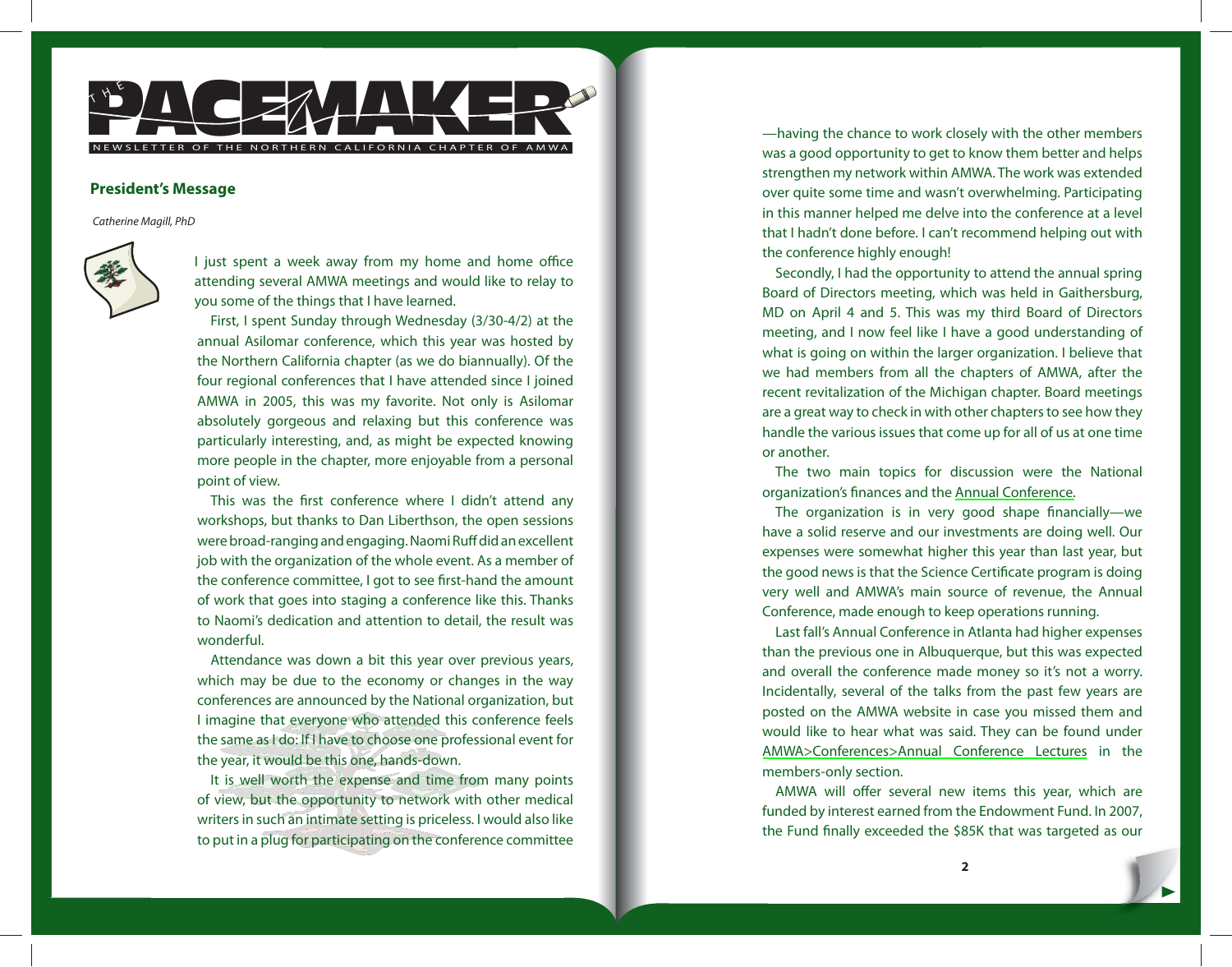# THE PACEMAKER

NEWSLETTER OF THE NORTHERN CALIFORNIA CHAPTER OF AMWA

## President's Message

*Catherine Magill, PhD*

I just spent a week away from my home and home office attending several AMWA meetings and would like to relay to you some of the things that I have learned.

First, I spent Sunday through Wednesday (3/30-4/2) at the annual Asilomar conference, which this year was hosted by the Northern California chapter (as we do biannually). Of the four regional conferences that I have attended since I joined AMWA in 2005, this was my favorite. Not only is Asilomar absolutely gorgeous and relaxing but this conference was particularly interesting, and, as might be expected knowing more people in the chapter, more enjoyable from a personal point of view.

This was the first conference where I didn't attend any workshops, but thanks to Dan Liberthson, the open sessions were broad-ranging and engaging. Naomi Ruff did an excellent job with the organization of the whole event. As a member of the conference committee, I got to see first-hand the amount of work that goes into staging a conference like this. Thanks to Naomi's dedication and attention to detail, the result was wonderful.

Attendance was down a bit this year over previous years, which may be due to the economy or changes in the way conferences are announced by the National organization, but I imagine that everyone who attended this conference feels the same as I do: If I have to choose one professional event for the year, it would be this one, hands-down.

It is well worth the expense and time from many points of view, but the opportunity to network with other medical writers in such an intimate setting is priceless. I would also like to put in a plug for participating on the conference committee—having the chance to work closely with the other members was a good opportunity to get to know them better and helps strengthen my network within AMWA. The work was extended over quite some time and wasn't overwhelming. Participating in this manner helped me delve into the conference at a level that I hadn't done before. I can't recommend helping out with the conference highly enough!

Secondly, I had the opportunity to attend the annual spring Board of Directors meeting, which was held in Gaithersburg, MD on April 4 and 5. This was my third Board of Directors meeting, and I now feel like I have a good understanding of what is going on within the larger organization. I believe that we had members from all the chapters of AMWA, after the recent revitalization of the Michigan chapter. Board meetings are a great way to check in with other chapters to see how they handle the various issues that come up for all of us at one time or another.

The two main topics for discussion were the National organization's finances and the Annual Conference.

The organization is in very good shape financially—we have a solid reserve and our investments are doing well. Our expenses were somewhat higher this year than last year, but the good news is that the Science Certificate program is doing very well and AMWA's main source of revenue, the Annual Conference, made enough to keep operations running.

Last fall's Annual Conference in Atlanta had higher expenses than the previous one in Albuquerque, but this was expected and overall the conference made money so it's not a worry. Incidentally, several of the talks from the past few years are posted on the AMWA website in case you missed them and would like to hear what was said. They can be found under AMWA>Conferences>Annual Conference Lectures in the members-only section.

AMWA will offer several new items this year, which are funded by interest earned from the Endowment Fund. In 2007, the Fund finally exceeded the $85K that was targeted as our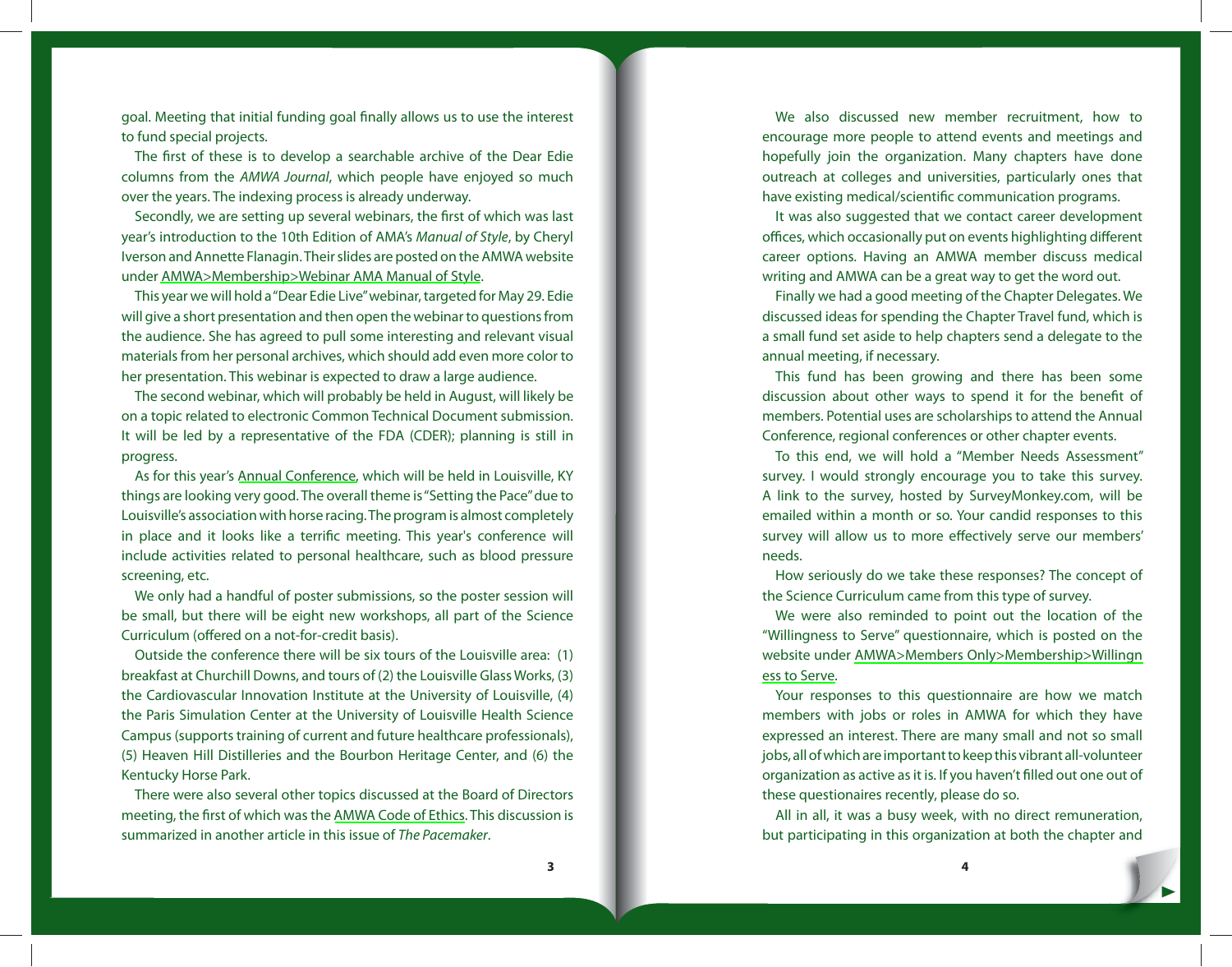goal. Meeting that initial funding goal finally allows us to use the interest to fund special projects.

The first of these is to develop a searchable archive of the Dear Edie columns from the *AMWA Journal*, which people have enjoyed so much over the years. The indexing process is already underway.

Secondly, we are setting up several webinars, the first of which was last year's introduction to the 10th Edition of AMA's *Manual of Style*, by Cheryl Iverson and Annette Flanagin. Their slides are posted on the AMWA website under AMWA>Membership>Webinar AMA Manual of Style.

This year we will hold a "Dear Edie Live" webinar, targeted for May 29. Edie will give a short presentation and then open the webinar to questions from the audience. She has agreed to pull some interesting and relevant visual materials from her personal archives, which should add even more color to her presentation. This webinar is expected to draw a large audience.

The second webinar, which will probably be held in August, will likely be on a topic related to electronic Common Technical Document submission. It will be led by a representative of the FDA (CDER); planning is still in progress.

As for this year's Annual Conference, which will be held in Louisville, KY things are looking very good. The overall theme is "Setting the Pace" due to Louisville's association with horse racing. The program is almost completely in place and it looks like a terrific meeting. This year's conference will include activities related to personal healthcare, such as blood pressure screening, etc.

We only had a handful of poster submissions, so the poster session will be small, but there will be eight new workshops, all part of the Science Curriculum (offered on a not-for-credit basis).

Outside the conference there will be six tours of the Louisville area: (1) breakfast at Churchill Downs, and tours of (2) the Louisville Glass Works, (3) the Cardiovascular Innovation Institute at the University of Louisville, (4) the Paris Simulation Center at the University of Louisville Health Science Campus (supports training of current and future healthcare professionals), (5) Heaven Hill Distilleries and the Bourbon Heritage Center, and (6) the Kentucky Horse Park.

There were also several other topics discussed at the Board of Directors meeting, the first of which was the AMWA Code of Ethics. This discussion is summarized in another article in this issue of *The Pacemaker*.

We also discussed new member recruitment, how to encourage more people to attend events and meetings and hopefully join the organization. Many chapters have done outreach at colleges and universities, particularly ones that have existing medical/scientific communication programs.

It was also suggested that we contact career development offices, which occasionally put on events highlighting different career options. Having an AMWA member discuss medical writing and AMWA can be a great way to get the word out.

Finally we had a good meeting of the Chapter Delegates. We discussed ideas for spending the Chapter Travel fund, which is a small fund set aside to help chapters send a delegate to the annual meeting, if necessary.

This fund has been growing and there has been some discussion about other ways to spend it for the benefit of members. Potential uses are scholarships to attend the Annual Conference, regional conferences or other chapter events.

To this end, we will hold a "Member Needs Assessment" survey. I would strongly encourage you to take this survey. A link to the survey, hosted by SurveyMonkey.com, will be emailed within a month or so. Your candid responses to this survey will allow us to more effectively serve our members' needs.

How seriously do we take these responses? The concept of the Science Curriculum came from this type of survey.

We were also reminded to point out the location of the "Willingness to Serve" questionnaire, which is posted on the website under AMWA>Members Only>Membership>Willingness to Serve.

Your responses to this questionnaire are how we match members with jobs or roles in AMWA for which they have expressed an interest. There are many small and not so small jobs, all of which are important to keep this vibrant all-volunteer organization as active as it is. If you haven't filled out one out of these questionaires recently, please do so.

All in all, it was a busy week, with no direct remuneration, but participating in this organization at both the chapter and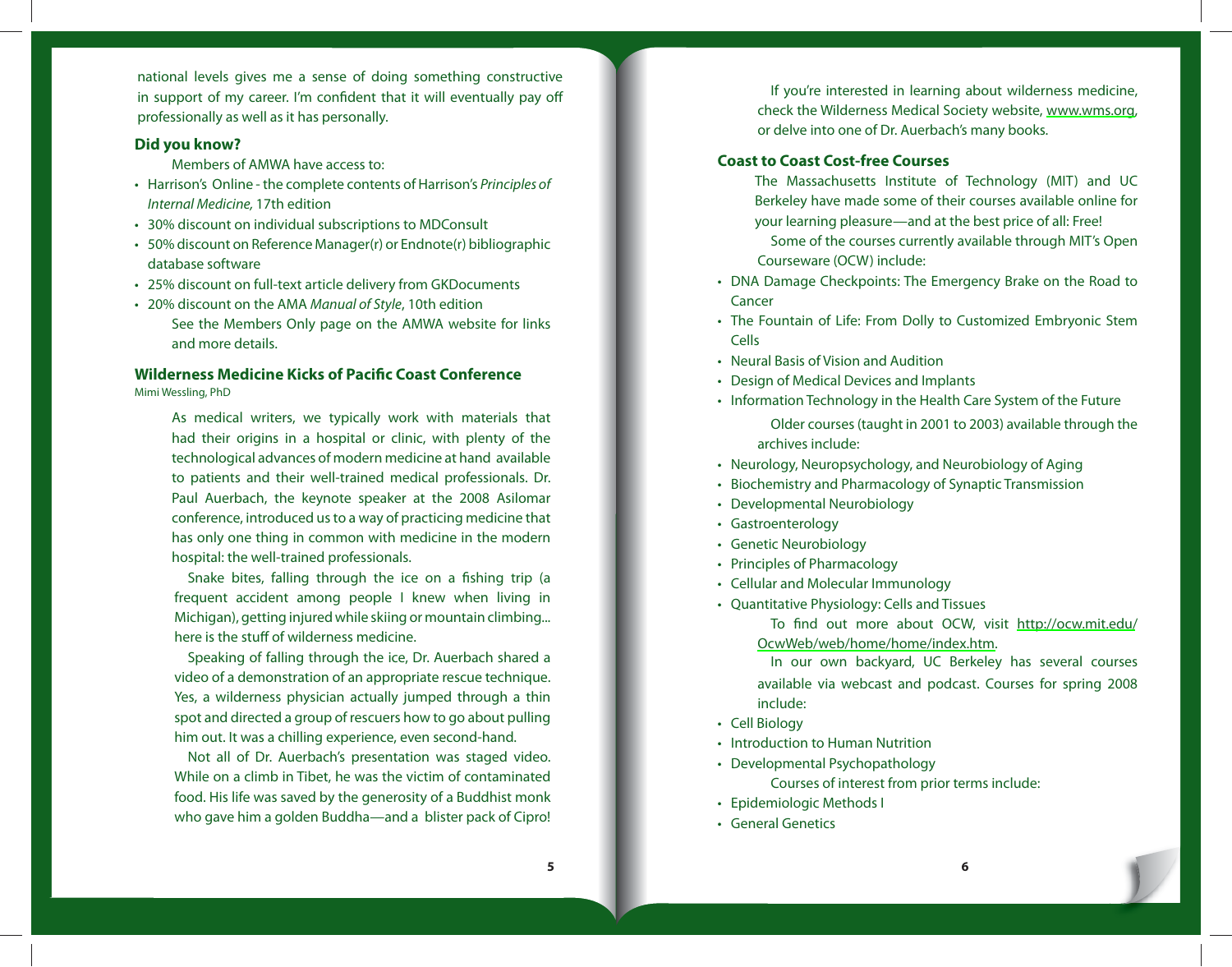national levels gives me a sense of doing something constructive in support of my career. I'm confident that it will eventually pay off professionally as well as it has personally.

### Did you know?

Members of AMWA have access to:

- Harrison's Online - the complete contents of Harrison's *Principles of Internal Medicine,* 17th edition
- 30% discount on individual subscriptions to MDConsult
- 50% discount on Reference Manager(r) or Endnote(r) bibliographic database software
- 25% discount on full-text article delivery from GKDocuments
- 20% discount on the AMA *Manual of Style*, 10th edition

See the Members Only page on the AMWA website for links and more details.

### Wilderness Medicine Kicks of Pacific Coast Conference

Mimi Wessling, PhD

As medical writers, we typically work with materials that had their origins in a hospital or clinic, with plenty of the technological advances of modern medicine at hand available to patients and their well-trained medical professionals. Dr. Paul Auerbach, the keynote speaker at the 2008 Asilomar conference, introduced us to a way of practicing medicine that has only one thing in common with medicine in the modern hospital: the well-trained professionals.

Snake bites, falling through the ice on a fishing trip (a frequent accident among people I knew when living in Michigan), getting injured while skiing or mountain climbing... here is the stuff of wilderness medicine.

Speaking of falling through the ice, Dr. Auerbach shared a video of a demonstration of an appropriate rescue technique. Yes, a wilderness physician actually jumped through a thin spot and directed a group of rescuers how to go about pulling him out. It was a chilling experience, even second-hand.

Not all of Dr. Auerbach's presentation was staged video. While on a climb in Tibet, he was the victim of contaminated food. His life was saved by the generosity of a Buddhist monk who gave him a golden Buddha—and a blister pack of Cipro!

If you're interested in learning about wilderness medicine, check the Wilderness Medical Society website, www.wms.org, or delve into one of Dr. Auerbach's many books.

### Coast to Coast Cost-free Courses

The Massachusetts Institute of Technology (MIT) and UC Berkeley have made some of their courses available online for your learning pleasure—and at the best price of all: Free!

Some of the courses currently available through MIT's Open Courseware (OCW) include:

- DNA Damage Checkpoints: The Emergency Brake on the Road to Cancer
- The Fountain of Life: From Dolly to Customized Embryonic Stem Cells
- Neural Basis of Vision and Audition
- Design of Medical Devices and Implants
- Information Technology in the Health Care System of the Future

Older courses (taught in 2001 to 2003) available through the archives include:

- Neurology, Neuropsychology, and Neurobiology of Aging
- Biochemistry and Pharmacology of Synaptic Transmission
- Developmental Neurobiology
- Gastroenterology
- Genetic Neurobiology
- Principles of Pharmacology
- Cellular and Molecular Immunology
- Quantitative Physiology: Cells and Tissues

To find out more about OCW, visit http://ocw.mit.edu/OcwWeb/web/home/home/index.htm.

In our own backyard, UC Berkeley has several courses available via webcast and podcast. Courses for spring 2008 include:

- Cell Biology
- Introduction to Human Nutrition
- Developmental Psychopathology

Courses of interest from prior terms include:

- Epidemiologic Methods I
- General Genetics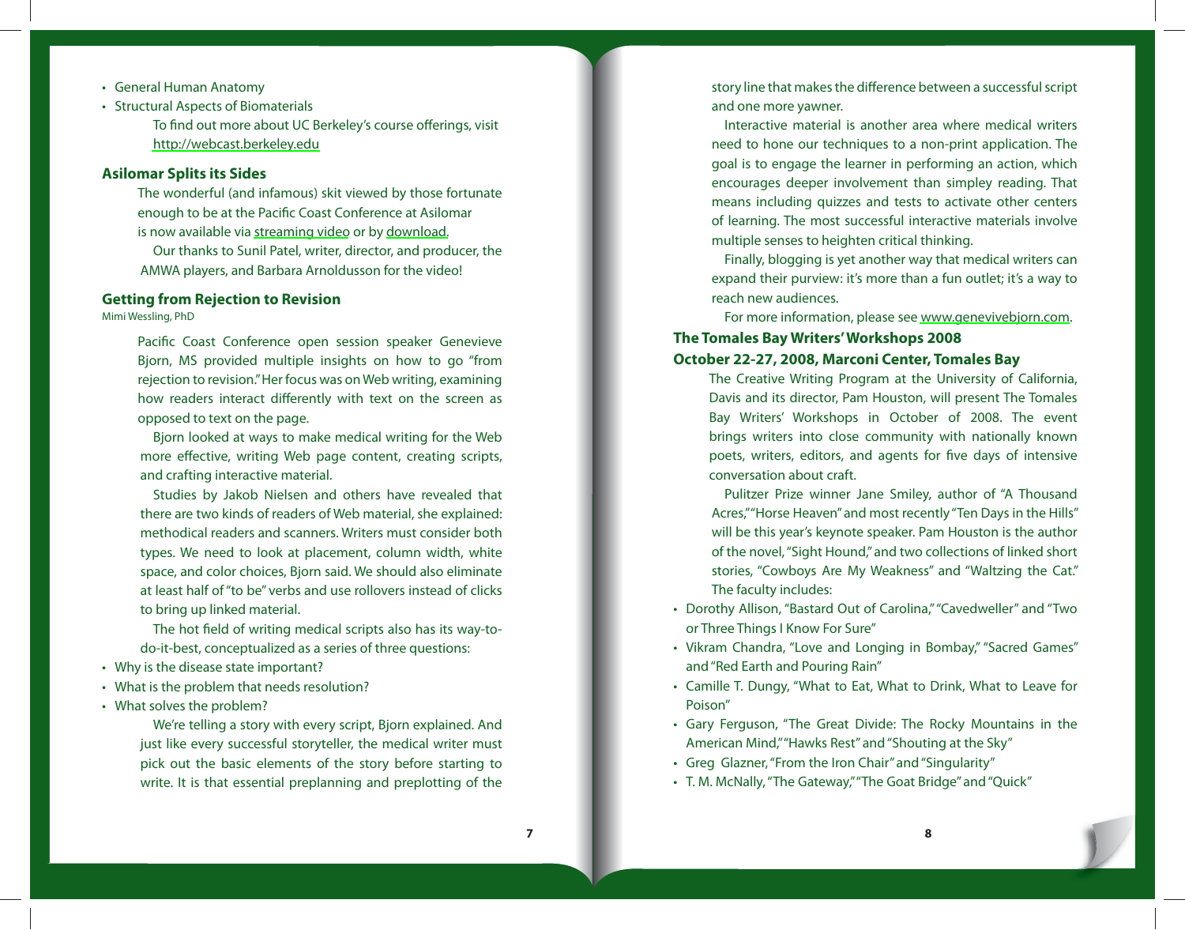- General Human Anatomy
- Structural Aspects of Biomaterials

To find out more about UC Berkeley's course offerings, visit http://webcast.berkeley.edu

## Asilomar Splits its Sides

The wonderful (and infamous) skit viewed by those fortunate enough to be at the Pacific Coast Conference at Asilomar is now available via streaming video or by download.

Our thanks to Sunil Patel, writer, director, and producer, the AMWA players, and Barbara Arnoldusson for the video!

## Getting from Rejection to Revision

Mimi Wessling, PhD

Pacific Coast Conference open session speaker Genevieve Bjorn, MS provided multiple insights on how to go "from rejection to revision." Her focus was on Web writing, examining how readers interact differently with text on the screen as opposed to text on the page.

Bjorn looked at ways to make medical writing for the Web more effective, writing Web page content, creating scripts, and crafting interactive material.

Studies by Jakob Nielsen and others have revealed that there are two kinds of readers of Web material, she explained: methodical readers and scanners. Writers must consider both types. We need to look at placement, column width, white space, and color choices, Bjorn said. We should also eliminate at least half of "to be" verbs and use rollovers instead of clicks to bring up linked material.

The hot field of writing medical scripts also has its way-to-do-it-best, conceptualized as a series of three questions:

- Why is the disease state important?
- What is the problem that needs resolution?
- What solves the problem?

We're telling a story with every script, Bjorn explained. And just like every successful storyteller, the medical writer must pick out the basic elements of the story before starting to write. It is that essential preplanning and preplotting of the story line that makes the difference between a successful script and one more yawner.

Interactive material is another area where medical writers need to hone our techniques to a non-print application. The goal is to engage the learner in performing an action, which encourages deeper involvement than simpley reading. That means including quizzes and tests to activate other centers of learning. The most successful interactive materials involve multiple senses to heighten critical thinking.

Finally, blogging is yet another way that medical writers can expand their purview: it's more than a fun outlet; it's a way to reach new audiences.

For more information, please see www.genevivebjorn.com.

## The Tomales Bay Writers' Workshops 2008
## October 22-27, 2008, Marconi Center, Tomales Bay

The Creative Writing Program at the University of California, Davis and its director, Pam Houston, will present The Tomales Bay Writers' Workshops in October of 2008. The event brings writers into close community with nationally known poets, writers, editors, and agents for five days of intensive conversation about craft.

Pulitzer Prize winner Jane Smiley, author of "A Thousand Acres," "Horse Heaven" and most recently "Ten Days in the Hills" will be this year's keynote speaker. Pam Houston is the author of the novel, "Sight Hound," and two collections of linked short stories, "Cowboys Are My Weakness" and "Waltzing the Cat." The faculty includes:

- Dorothy Allison, "Bastard Out of Carolina," "Cavedweller" and "Two or Three Things I Know For Sure"
- Vikram Chandra, "Love and Longing in Bombay," "Sacred Games" and "Red Earth and Pouring Rain"
- Camille T. Dungy, "What to Eat, What to Drink, What to Leave for Poison"
- Gary Ferguson, "The Great Divide: The Rocky Mountains in the American Mind," "Hawks Rest" and "Shouting at the Sky"
- Greg Glazner, "From the Iron Chair" and "Singularity"
- T. M. McNally, "The Gateway," "The Goat Bridge" and "Quick"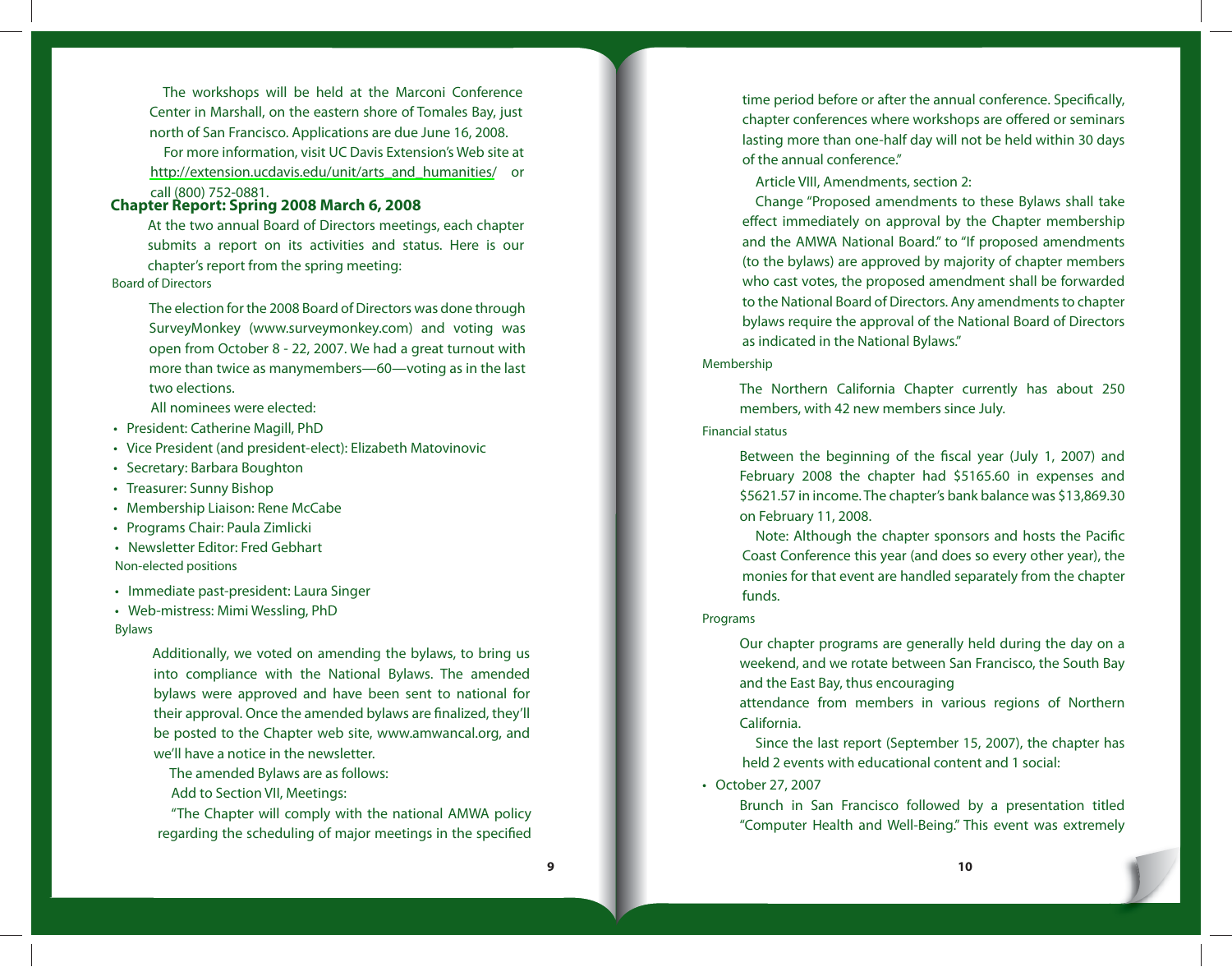The workshops will be held at the Marconi Conference Center in Marshall, on the eastern shore of Tomales Bay, just north of San Francisco. Applications are due June 16, 2008.

For more information, visit UC Davis Extension's Web site at http://extension.ucdavis.edu/unit/arts_and_humanities/ or call (800) 752-0881.

## Chapter Report: Spring 2008 March 6, 2008

At the two annual Board of Directors meetings, each chapter submits a report on its activities and status. Here is our chapter's report from the spring meeting:

### Board of Directors

The election for the 2008 Board of Directors was done through SurveyMonkey (www.surveymonkey.com) and voting was open from October 8 - 22, 2007. We had a great turnout with more than twice as manymembers—60—voting as in the last two elections.

All nominees were elected:

- President: Catherine Magill, PhD
- Vice President (and president-elect): Elizabeth Matovinovic
- Secretary: Barbara Boughton
- Treasurer: Sunny Bishop
- Membership Liaison: Rene McCabe
- Programs Chair: Paula Zimlicki
- Newsletter Editor: Fred Gebhart

### Non-elected positions

- Immediate past-president: Laura Singer
- Web-mistress: Mimi Wessling, PhD

### Bylaws

Additionally, we voted on amending the bylaws, to bring us into compliance with the National Bylaws. The amended bylaws were approved and have been sent to national for their approval. Once the amended bylaws are finalized, they'll be posted to the Chapter web site, www.amwancal.org, and we'll have a notice in the newsletter.

The amended Bylaws are as follows:

Add to Section VII, Meetings:

"The Chapter will comply with the national AMWA policy regarding the scheduling of major meetings in the specified time period before or after the annual conference. Specifically, chapter conferences where workshops are offered or seminars lasting more than one-half day will not be held within 30 days of the annual conference."

Article VIII, Amendments, section 2:

Change "Proposed amendments to these Bylaws shall take effect immediately on approval by the Chapter membership and the AMWA National Board." to "If proposed amendments (to the bylaws) are approved by majority of chapter members who cast votes, the proposed amendment shall be forwarded to the National Board of Directors. Any amendments to chapter bylaws require the approval of the National Board of Directors as indicated in the National Bylaws."

### Membership

The Northern California Chapter currently has about 250 members, with 42 new members since July.

### Financial status

Between the beginning of the fiscal year (July 1, 2007) and February 2008 the chapter had $5165.60 in expenses and $5621.57 in income. The chapter's bank balance was $13,869.30 on February 11, 2008.

Note: Although the chapter sponsors and hosts the Pacific Coast Conference this year (and does so every other year), the monies for that event are handled separately from the chapter funds.

### Programs

Our chapter programs are generally held during the day on a weekend, and we rotate between San Francisco, the South Bay and the East Bay, thus encouraging attendance from members in various regions of Northern California.

Since the last report (September 15, 2007), the chapter has held 2 events with educational content and 1 social:

- October 27, 2007

Brunch in San Francisco followed by a presentation titled "Computer Health and Well-Being." This event was extremely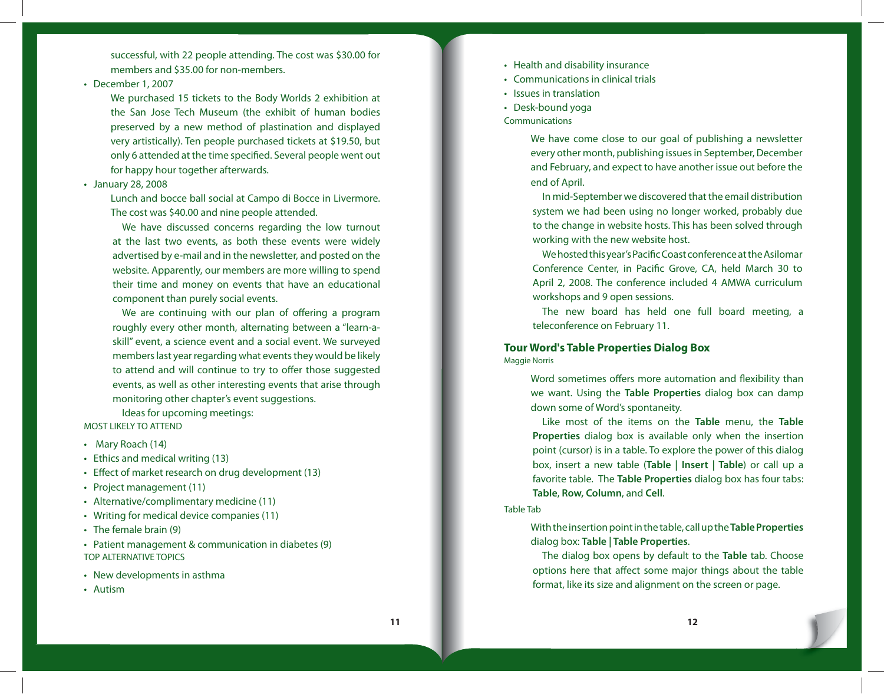successful, with 22 people attending. The cost was $30.00 for members and $35.00 for non-members.

- December 1, 2007

  We purchased 15 tickets to the Body Worlds 2 exhibition at the San Jose Tech Museum (the exhibit of human bodies preserved by a new method of plastination and displayed very artistically). Ten people purchased tickets at $19.50, but only 6 attended at the time specified. Several people went out for happy hour together afterwards.

- January 28, 2008

  Lunch and bocce ball social at Campo di Bocce in Livermore. The cost was $40.00 and nine people attended.

We have discussed concerns regarding the low turnout at the last two events, as both these events were widely advertised by e-mail and in the newsletter, and posted on the website. Apparently, our members are more willing to spend their time and money on events that have an educational component than purely social events.

We are continuing with our plan of offering a program roughly every other month, alternating between a "learn-a-skill" event, a science event and a social event. We surveyed members last year regarding what events they would be likely to attend and will continue to try to offer those suggested events, as well as other interesting events that arise through monitoring other chapter's event suggestions.

Ideas for upcoming meetings:

MOST LIKELY TO ATTEND

- Mary Roach (14)
- Ethics and medical writing (13)
- Effect of market research on drug development (13)
- Project management (11)
- Alternative/complimentary medicine (11)
- Writing for medical device companies (11)
- The female brain (9)
- Patient management & communication in diabetes (9)

TOP ALTERNATIVE TOPICS

- New developments in asthma
- Autism
- Health and disability insurance
- Communications in clinical trials
- Issues in translation
- Desk-bound yoga

Communications

We have come close to our goal of publishing a newsletter every other month, publishing issues in September, December and February, and expect to have another issue out before the end of April.

In mid-September we discovered that the email distribution system we had been using no longer worked, probably due to the change in website hosts. This has been solved through working with the new website host.

We hosted this year's Pacific Coast conference at the Asilomar Conference Center, in Pacific Grove, CA, held March 30 to April 2, 2008. The conference included 4 AMWA curriculum workshops and 9 open sessions.

The new board has held one full board meeting, a teleconference on February 11.

## Tour Word's Table Properties Dialog Box

Maggie Norris

Word sometimes offers more automation and flexibility than we want. Using the **Table Properties** dialog box can damp down some of Word's spontaneity.

Like most of the items on the **Table** menu, the **Table Properties** dialog box is available only when the insertion point (cursor) is in a table. To explore the power of this dialog box, insert a new table (**Table | Insert | Table**) or call up a favorite table. The **Table Properties** dialog box has four tabs: **Table**, **Row, Column**, and **Cell**.

Table Tab

With the insertion point in the table, call up the **Table Properties** dialog box: **Table | Table Properties**.

The dialog box opens by default to the **Table** tab. Choose options here that affect some major things about the table format, like its size and alignment on the screen or page.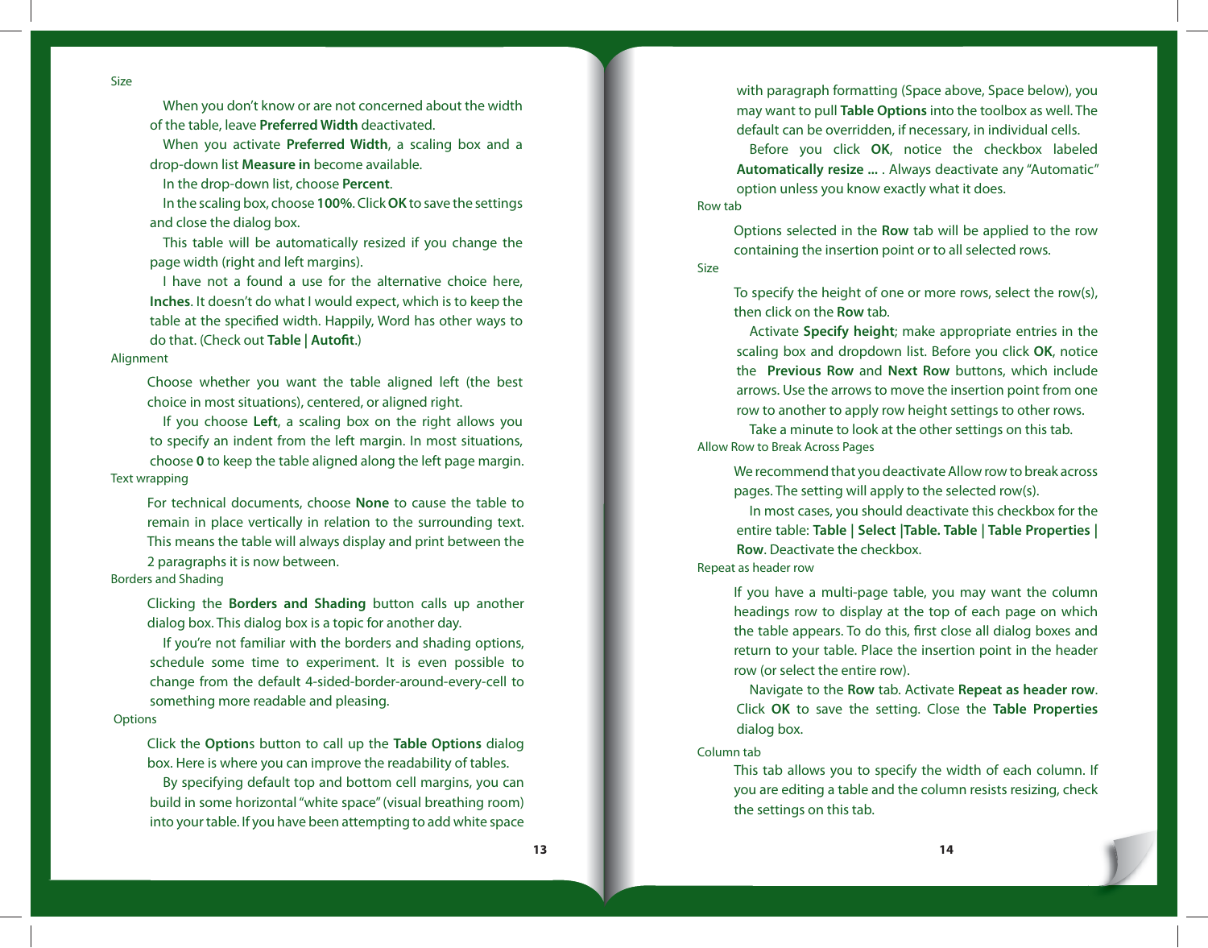### Size

When you don't know or are not concerned about the width of the table, leave **Preferred Width** deactivated.

When you activate **Preferred Width**, a scaling box and a drop-down list **Measure in** become available.

In the drop-down list, choose **Percent**.

In the scaling box, choose **100%**. Click **OK** to save the settings and close the dialog box.

This table will be automatically resized if you change the page width (right and left margins).

I have not a found a use for the alternative choice here, **Inches**. It doesn't do what I would expect, which is to keep the table at the specified width. Happily, Word has other ways to do that. (Check out **Table | Autofit**.)

### Alignment

Choose whether you want the table aligned left (the best choice in most situations), centered, or aligned right.

If you choose **Left**, a scaling box on the right allows you to specify an indent from the left margin. In most situations, choose **0** to keep the table aligned along the left page margin.

### Text wrapping

For technical documents, choose **None** to cause the table to remain in place vertically in relation to the surrounding text. This means the table will always display and print between the 2 paragraphs it is now between.

### Borders and Shading

Clicking the **Borders and Shading** button calls up another dialog box. This dialog box is a topic for another day.

If you're not familiar with the borders and shading options, schedule some time to experiment. It is even possible to change from the default 4-sided-border-around-every-cell to something more readable and pleasing.

### Options

Click the **Option**s button to call up the **Table Options** dialog box. Here is where you can improve the readability of tables.

By specifying default top and bottom cell margins, you can build in some horizontal "white space" (visual breathing room) into your table. If you have been attempting to add white space with paragraph formatting (Space above, Space below), you may want to pull **Table Options** into the toolbox as well. The default can be overridden, if necessary, in individual cells.

Before you click **OK**, notice the checkbox labeled **Automatically resize ...** . Always deactivate any "Automatic" option unless you know exactly what it does.

### Row tab

Options selected in the **Row** tab will be applied to the row containing the insertion point or to all selected rows.

### Size

To specify the height of one or more rows, select the row(s), then click on the **Row** tab.

Activate **Specify height**; make appropriate entries in the scaling box and dropdown list. Before you click **OK**, notice the **Previous Row** and **Next Row** buttons, which include arrows. Use the arrows to move the insertion point from one row to another to apply row height settings to other rows.

Take a minute to look at the other settings on this tab.

### Allow Row to Break Across Pages

We recommend that you deactivate Allow row to break across pages. The setting will apply to the selected row(s).

In most cases, you should deactivate this checkbox for the entire table: **Table | Select |Table. Table | Table Properties | Row**. Deactivate the checkbox.

### Repeat as header row

If you have a multi-page table, you may want the column headings row to display at the top of each page on which the table appears. To do this, first close all dialog boxes and return to your table. Place the insertion point in the header row (or select the entire row).

Navigate to the **Row** tab. Activate **Repeat as header row**. Click **OK** to save the setting. Close the **Table Properties** dialog box.

### Column tab

This tab allows you to specify the width of each column. If you are editing a table and the column resists resizing, check the settings on this tab.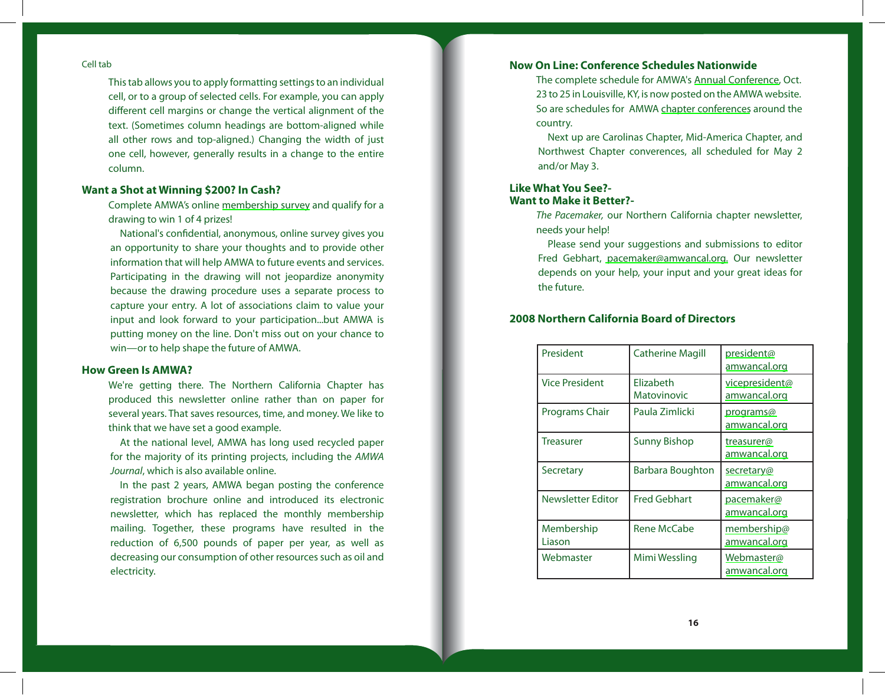Cell tab

This tab allows you to apply formatting settings to an individual cell, or to a group of selected cells. For example, you can apply different cell margins or change the vertical alignment of the text. (Sometimes column headings are bottom-aligned while all other rows and top-aligned.) Changing the width of just one cell, however, generally results in a change to the entire column.

### Want a Shot at Winning $200? In Cash?

Complete AMWA's online membership survey and qualify for a drawing to win 1 of 4 prizes!

National's confidential, anonymous, online survey gives you an opportunity to share your thoughts and to provide other information that will help AMWA to future events and services. Participating in the drawing will not jeopardize anonymity because the drawing procedure uses a separate process to capture your entry. A lot of associations claim to value your input and look forward to your participation...but AMWA is putting money on the line. Don't miss out on your chance to win—or to help shape the future of AMWA.

### How Green Is AMWA?

We're getting there. The Northern California Chapter has produced this newsletter online rather than on paper for several years. That saves resources, time, and money. We like to think that we have set a good example.

At the national level, AMWA has long used recycled paper for the majority of its printing projects, including the *AMWA Journal*, which is also available online.

In the past 2 years, AMWA began posting the conference registration brochure online and introduced its electronic newsletter, which has replaced the monthly membership mailing. Together, these programs have resulted in the reduction of 6,500 pounds of paper per year, as well as decreasing our consumption of other resources such as oil and electricity.

### Now On Line: Conference Schedules Nationwide

The complete schedule for AMWA's Annual Conference, Oct. 23 to 25 in Louisville, KY, is now posted on the AMWA website. So are schedules for AMWA chapter conferences around the country.

Next up are Carolinas Chapter, Mid-America Chapter, and Northwest Chapter converences, all scheduled for May 2 and/or May 3.

### Like What You See?- Want to Make it Better?-

*The Pacemaker,* our Northern California chapter newsletter, needs your help!

Please send your suggestions and submissions to editor Fred Gebhart, pacemaker@amwancal.org. Our newsletter depends on your help, your input and your great ideas for the future.

### 2008 Northern California Board of Directors

| | | |
|---|---|---|
| President | Catherine Magill | president@amwancal.org |
| Vice President | Elizabeth Matovinovic | vicepresident@amwancal.org |
| Programs Chair | Paula Zimlicki | programs@amwancal.org |
| Treasurer | Sunny Bishop | treasurer@amwancal.org |
| Secretary | Barbara Boughton | secretary@amwancal.org |
| Newsletter Editor | Fred Gebhart | pacemaker@amwancal.org |
| Membership Liason | Rene McCabe | membership@amwancal.org |
| Webmaster | Mimi Wessling | Webmaster@amwancal.org |